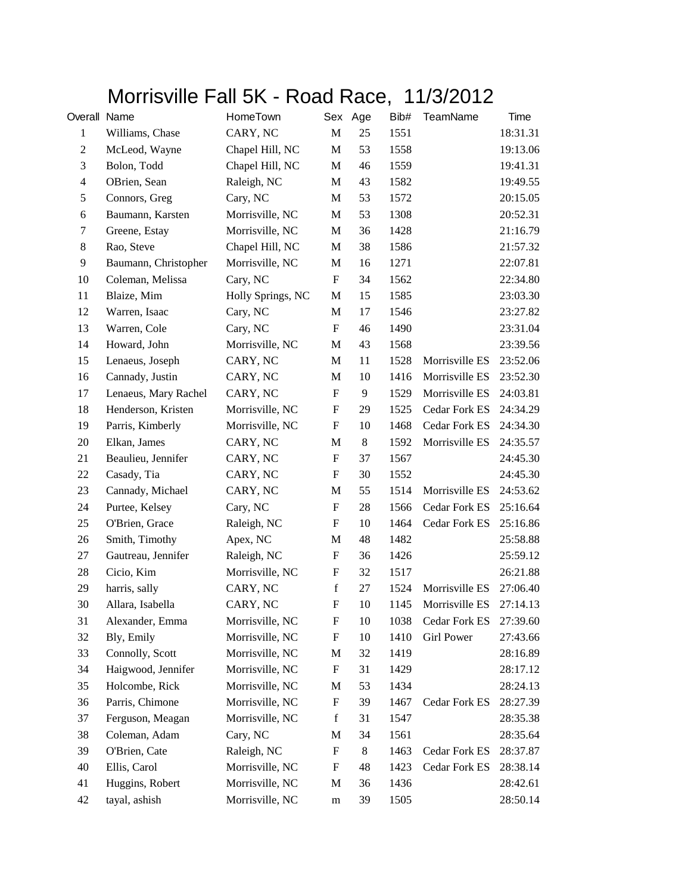# Morrisville Fall 5K - Road Race, 11/3/2012

| Overall | Name | HomeTown | Sex | Age | Bib# | TeamName | Time |
|---|---|---|---|---|---|---|---|
| 1 | Williams, Chase | CARY, NC | M | 25 | 1551 | | 18:31.31 |
| 2 | McLeod, Wayne | Chapel Hill, NC | M | 53 | 1558 | | 19:13.06 |
| 3 | Bolon, Todd | Chapel Hill, NC | M | 46 | 1559 | | 19:41.31 |
| 4 | OBrien, Sean | Raleigh, NC | M | 43 | 1582 | | 19:49.55 |
| 5 | Connors, Greg | Cary, NC | M | 53 | 1572 | | 20:15.05 |
| 6 | Baumann, Karsten | Morrisville, NC | M | 53 | 1308 | | 20:52.31 |
| 7 | Greene, Estay | Morrisville, NC | M | 36 | 1428 | | 21:16.79 |
| 8 | Rao, Steve | Chapel Hill, NC | M | 38 | 1586 | | 21:57.32 |
| 9 | Baumann, Christopher | Morrisville, NC | M | 16 | 1271 | | 22:07.81 |
| 10 | Coleman, Melissa | Cary, NC | F | 34 | 1562 | | 22:34.80 |
| 11 | Blaize, Mim | Holly Springs, NC | M | 15 | 1585 | | 23:03.30 |
| 12 | Warren, Isaac | Cary, NC | M | 17 | 1546 | | 23:27.82 |
| 13 | Warren, Cole | Cary, NC | F | 46 | 1490 | | 23:31.04 |
| 14 | Howard, John | Morrisville, NC | M | 43 | 1568 | | 23:39.56 |
| 15 | Lenaeus, Joseph | CARY, NC | M | 11 | 1528 | Morrisville ES | 23:52.06 |
| 16 | Cannady, Justin | CARY, NC | M | 10 | 1416 | Morrisville ES | 23:52.30 |
| 17 | Lenaeus, Mary Rachel | CARY, NC | F | 9 | 1529 | Morrisville ES | 24:03.81 |
| 18 | Henderson, Kristen | Morrisville, NC | F | 29 | 1525 | Cedar Fork ES | 24:34.29 |
| 19 | Parris, Kimberly | Morrisville, NC | F | 10 | 1468 | Cedar Fork ES | 24:34.30 |
| 20 | Elkan, James | CARY, NC | M | 8 | 1592 | Morrisville ES | 24:35.57 |
| 21 | Beaulieu, Jennifer | CARY, NC | F | 37 | 1567 | | 24:45.30 |
| 22 | Casady, Tia | CARY, NC | F | 30 | 1552 | | 24:45.30 |
| 23 | Cannady, Michael | CARY, NC | M | 55 | 1514 | Morrisville ES | 24:53.62 |
| 24 | Purtee, Kelsey | Cary, NC | F | 28 | 1566 | Cedar Fork ES | 25:16.64 |
| 25 | O'Brien, Grace | Raleigh, NC | F | 10 | 1464 | Cedar Fork ES | 25:16.86 |
| 26 | Smith, Timothy | Apex, NC | M | 48 | 1482 | | 25:58.88 |
| 27 | Gautreau, Jennifer | Raleigh, NC | F | 36 | 1426 | | 25:59.12 |
| 28 | Cicio, Kim | Morrisville, NC | F | 32 | 1517 | | 26:21.88 |
| 29 | harris, sally | CARY, NC | f | 27 | 1524 | Morrisville ES | 27:06.40 |
| 30 | Allara, Isabella | CARY, NC | F | 10 | 1145 | Morrisville ES | 27:14.13 |
| 31 | Alexander, Emma | Morrisville, NC | F | 10 | 1038 | Cedar Fork ES | 27:39.60 |
| 32 | Bly, Emily | Morrisville, NC | F | 10 | 1410 | Girl Power | 27:43.66 |
| 33 | Connolly, Scott | Morrisville, NC | M | 32 | 1419 | | 28:16.89 |
| 34 | Haigwood, Jennifer | Morrisville, NC | F | 31 | 1429 | | 28:17.12 |
| 35 | Holcombe, Rick | Morrisville, NC | M | 53 | 1434 | | 28:24.13 |
| 36 | Parris, Chimone | Morrisville, NC | F | 39 | 1467 | Cedar Fork ES | 28:27.39 |
| 37 | Ferguson, Meagan | Morrisville, NC | f | 31 | 1547 | | 28:35.38 |
| 38 | Coleman, Adam | Cary, NC | M | 34 | 1561 | | 28:35.64 |
| 39 | O'Brien, Cate | Raleigh, NC | F | 8 | 1463 | Cedar Fork ES | 28:37.87 |
| 40 | Ellis, Carol | Morrisville, NC | F | 48 | 1423 | Cedar Fork ES | 28:38.14 |
| 41 | Huggins, Robert | Morrisville, NC | M | 36 | 1436 | | 28:42.61 |
| 42 | tayal, ashish | Morrisville, NC | m | 39 | 1505 | | 28:50.14 |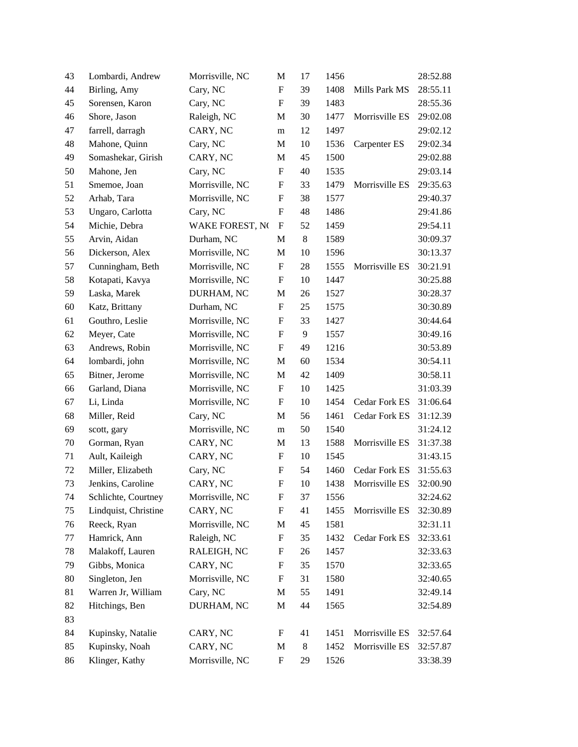| | | | | | | | |
|---|---|---|---|---|---|---|---|
| 43 | Lombardi, Andrew | Morrisville, NC | M | 17 | 1456 | | 28:52.88 |
| 44 | Birling, Amy | Cary, NC | F | 39 | 1408 | Mills Park MS | 28:55.11 |
| 45 | Sorensen, Karon | Cary, NC | F | 39 | 1483 | | 28:55.36 |
| 46 | Shore, Jason | Raleigh, NC | M | 30 | 1477 | Morrisville ES | 29:02.08 |
| 47 | farrell, darragh | CARY, NC | m | 12 | 1497 | | 29:02.12 |
| 48 | Mahone, Quinn | Cary, NC | M | 10 | 1536 | Carpenter ES | 29:02.34 |
| 49 | Somashekar, Girish | CARY, NC | M | 45 | 1500 | | 29:02.88 |
| 50 | Mahone, Jen | Cary, NC | F | 40 | 1535 | | 29:03.14 |
| 51 | Smemoe, Joan | Morrisville, NC | F | 33 | 1479 | Morrisville ES | 29:35.63 |
| 52 | Arhab, Tara | Morrisville, NC | F | 38 | 1577 | | 29:40.37 |
| 53 | Ungaro, Carlotta | Cary, NC | F | 48 | 1486 | | 29:41.86 |
| 54 | Michie, Debra | WAKE FOREST, NC | F | 52 | 1459 | | 29:54.11 |
| 55 | Arvin, Aidan | Durham, NC | M | 8 | 1589 | | 30:09.37 |
| 56 | Dickerson, Alex | Morrisville, NC | M | 10 | 1596 | | 30:13.37 |
| 57 | Cunningham, Beth | Morrisville, NC | F | 28 | 1555 | Morrisville ES | 30:21.91 |
| 58 | Kotapati, Kavya | Morrisville, NC | F | 10 | 1447 | | 30:25.88 |
| 59 | Laska, Marek | DURHAM, NC | M | 26 | 1527 | | 30:28.37 |
| 60 | Katz, Brittany | Durham, NC | F | 25 | 1575 | | 30:30.89 |
| 61 | Gouthro, Leslie | Morrisville, NC | F | 33 | 1427 | | 30:44.64 |
| 62 | Meyer, Cate | Morrisville, NC | F | 9 | 1557 | | 30:49.16 |
| 63 | Andrews, Robin | Morrisville, NC | F | 49 | 1216 | | 30:53.89 |
| 64 | lombardi, john | Morrisville, NC | M | 60 | 1534 | | 30:54.11 |
| 65 | Bitner, Jerome | Morrisville, NC | M | 42 | 1409 | | 30:58.11 |
| 66 | Garland, Diana | Morrisville, NC | F | 10 | 1425 | | 31:03.39 |
| 67 | Li, Linda | Morrisville, NC | F | 10 | 1454 | Cedar Fork ES | 31:06.64 |
| 68 | Miller, Reid | Cary, NC | M | 56 | 1461 | Cedar Fork ES | 31:12.39 |
| 69 | scott, gary | Morrisville, NC | m | 50 | 1540 | | 31:24.12 |
| 70 | Gorman, Ryan | CARY, NC | M | 13 | 1588 | Morrisville ES | 31:37.38 |
| 71 | Ault, Kaileigh | CARY, NC | F | 10 | 1545 | | 31:43.15 |
| 72 | Miller, Elizabeth | Cary, NC | F | 54 | 1460 | Cedar Fork ES | 31:55.63 |
| 73 | Jenkins, Caroline | CARY, NC | F | 10 | 1438 | Morrisville ES | 32:00.90 |
| 74 | Schlichte, Courtney | Morrisville, NC | F | 37 | 1556 | | 32:24.62 |
| 75 | Lindquist, Christine | CARY, NC | F | 41 | 1455 | Morrisville ES | 32:30.89 |
| 76 | Reeck, Ryan | Morrisville, NC | M | 45 | 1581 | | 32:31.11 |
| 77 | Hamrick, Ann | Raleigh, NC | F | 35 | 1432 | Cedar Fork ES | 32:33.61 |
| 78 | Malakoff, Lauren | RALEIGH, NC | F | 26 | 1457 | | 32:33.63 |
| 79 | Gibbs, Monica | CARY, NC | F | 35 | 1570 | | 32:33.65 |
| 80 | Singleton, Jen | Morrisville, NC | F | 31 | 1580 | | 32:40.65 |
| 81 | Warren Jr, William | Cary, NC | M | 55 | 1491 | | 32:49.14 |
| 82 | Hitchings, Ben | DURHAM, NC | M | 44 | 1565 | | 32:54.89 |
| 83 | | | | | | | |
| 84 | Kupinsky, Natalie | CARY, NC | F | 41 | 1451 | Morrisville ES | 32:57.64 |
| 85 | Kupinsky, Noah | CARY, NC | M | 8 | 1452 | Morrisville ES | 32:57.87 |
| 86 | Klinger, Kathy | Morrisville, NC | F | 29 | 1526 | | 33:38.39 |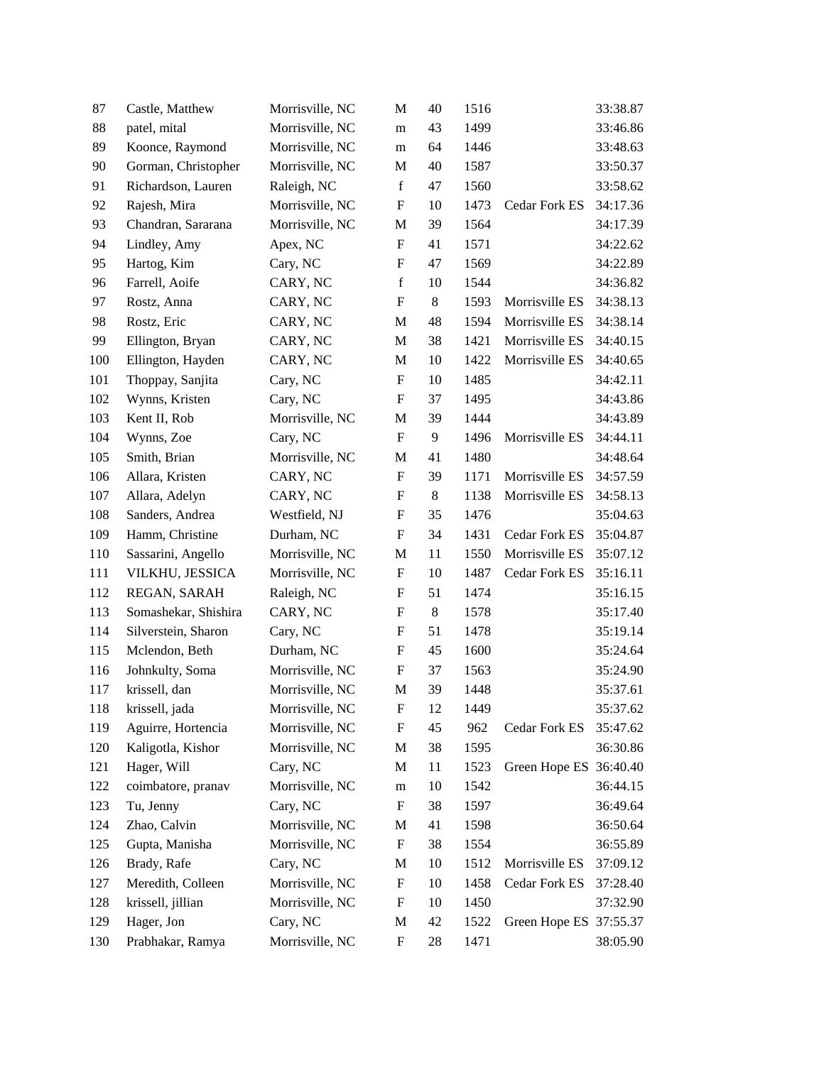| | | | | | | | |
|---|---|---|---|---|---|---|---|
| 87 | Castle, Matthew | Morrisville, NC | M | 40 | 1516 | | 33:38.87 |
| 88 | patel, mital | Morrisville, NC | m | 43 | 1499 | | 33:46.86 |
| 89 | Koonce, Raymond | Morrisville, NC | m | 64 | 1446 | | 33:48.63 |
| 90 | Gorman, Christopher | Morrisville, NC | M | 40 | 1587 | | 33:50.37 |
| 91 | Richardson, Lauren | Raleigh, NC | f | 47 | 1560 | | 33:58.62 |
| 92 | Rajesh, Mira | Morrisville, NC | F | 10 | 1473 | Cedar Fork ES | 34:17.36 |
| 93 | Chandran, Sararana | Morrisville, NC | M | 39 | 1564 | | 34:17.39 |
| 94 | Lindley, Amy | Apex, NC | F | 41 | 1571 | | 34:22.62 |
| 95 | Hartog, Kim | Cary, NC | F | 47 | 1569 | | 34:22.89 |
| 96 | Farrell, Aoife | CARY, NC | f | 10 | 1544 | | 34:36.82 |
| 97 | Rostz, Anna | CARY, NC | F | 8 | 1593 | Morrisville ES | 34:38.13 |
| 98 | Rostz, Eric | CARY, NC | M | 48 | 1594 | Morrisville ES | 34:38.14 |
| 99 | Ellington, Bryan | CARY, NC | M | 38 | 1421 | Morrisville ES | 34:40.15 |
| 100 | Ellington, Hayden | CARY, NC | M | 10 | 1422 | Morrisville ES | 34:40.65 |
| 101 | Thoppay, Sanjita | Cary, NC | F | 10 | 1485 | | 34:42.11 |
| 102 | Wynns, Kristen | Cary, NC | F | 37 | 1495 | | 34:43.86 |
| 103 | Kent II, Rob | Morrisville, NC | M | 39 | 1444 | | 34:43.89 |
| 104 | Wynns, Zoe | Cary, NC | F | 9 | 1496 | Morrisville ES | 34:44.11 |
| 105 | Smith, Brian | Morrisville, NC | M | 41 | 1480 | | 34:48.64 |
| 106 | Allara, Kristen | CARY, NC | F | 39 | 1171 | Morrisville ES | 34:57.59 |
| 107 | Allara, Adelyn | CARY, NC | F | 8 | 1138 | Morrisville ES | 34:58.13 |
| 108 | Sanders, Andrea | Westfield, NJ | F | 35 | 1476 | | 35:04.63 |
| 109 | Hamm, Christine | Durham, NC | F | 34 | 1431 | Cedar Fork ES | 35:04.87 |
| 110 | Sassarini, Angello | Morrisville, NC | M | 11 | 1550 | Morrisville ES | 35:07.12 |
| 111 | VILKHU, JESSICA | Morrisville, NC | F | 10 | 1487 | Cedar Fork ES | 35:16.11 |
| 112 | REGAN, SARAH | Raleigh, NC | F | 51 | 1474 | | 35:16.15 |
| 113 | Somashekar, Shishira | CARY, NC | F | 8 | 1578 | | 35:17.40 |
| 114 | Silverstein, Sharon | Cary, NC | F | 51 | 1478 | | 35:19.14 |
| 115 | Mclendon, Beth | Durham, NC | F | 45 | 1600 | | 35:24.64 |
| 116 | Johnkulty, Soma | Morrisville, NC | F | 37 | 1563 | | 35:24.90 |
| 117 | krissell, dan | Morrisville, NC | M | 39 | 1448 | | 35:37.61 |
| 118 | krissell, jada | Morrisville, NC | F | 12 | 1449 | | 35:37.62 |
| 119 | Aguirre, Hortencia | Morrisville, NC | F | 45 | 962 | Cedar Fork ES | 35:47.62 |
| 120 | Kaligotla, Kishor | Morrisville, NC | M | 38 | 1595 | | 36:30.86 |
| 121 | Hager, Will | Cary, NC | M | 11 | 1523 | Green Hope ES | 36:40.40 |
| 122 | coimbatore, pranav | Morrisville, NC | m | 10 | 1542 | | 36:44.15 |
| 123 | Tu, Jenny | Cary, NC | F | 38 | 1597 | | 36:49.64 |
| 124 | Zhao, Calvin | Morrisville, NC | M | 41 | 1598 | | 36:50.64 |
| 125 | Gupta, Manisha | Morrisville, NC | F | 38 | 1554 | | 36:55.89 |
| 126 | Brady, Rafe | Cary, NC | M | 10 | 1512 | Morrisville ES | 37:09.12 |
| 127 | Meredith, Colleen | Morrisville, NC | F | 10 | 1458 | Cedar Fork ES | 37:28.40 |
| 128 | krissell, jillian | Morrisville, NC | F | 10 | 1450 | | 37:32.90 |
| 129 | Hager, Jon | Cary, NC | M | 42 | 1522 | Green Hope ES | 37:55.37 |
| 130 | Prabhakar, Ramya | Morrisville, NC | F | 28 | 1471 | | 38:05.90 |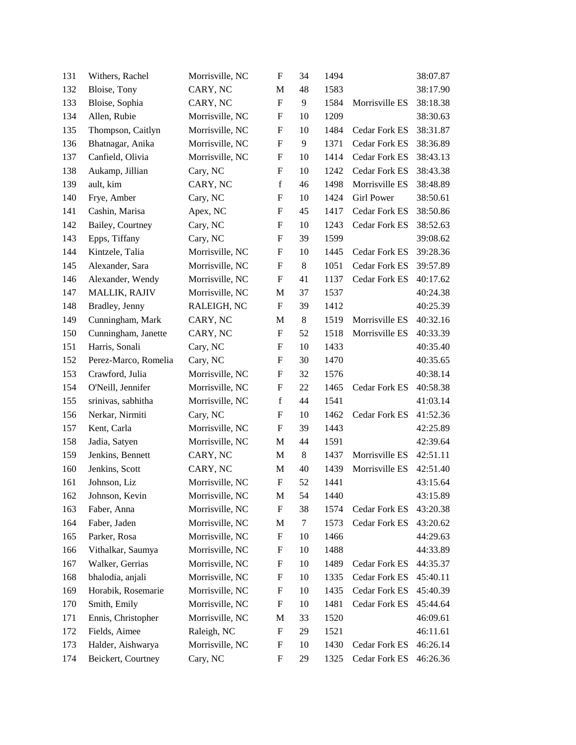| | | | | | | | |
|---|---|---|---|---|---|---|---|
| 131 | Withers, Rachel | Morrisville, NC | F | 34 | 1494 | | 38:07.87 |
| 132 | Bloise, Tony | CARY, NC | M | 48 | 1583 | | 38:17.90 |
| 133 | Bloise, Sophia | CARY, NC | F | 9 | 1584 | Morrisville ES | 38:18.38 |
| 134 | Allen, Rubie | Morrisville, NC | F | 10 | 1209 | | 38:30.63 |
| 135 | Thompson, Caitlyn | Morrisville, NC | F | 10 | 1484 | Cedar Fork ES | 38:31.87 |
| 136 | Bhatnagar, Anika | Morrisville, NC | F | 9 | 1371 | Cedar Fork ES | 38:36.89 |
| 137 | Canfield, Olivia | Morrisville, NC | F | 10 | 1414 | Cedar Fork ES | 38:43.13 |
| 138 | Aukamp, Jillian | Cary, NC | F | 10 | 1242 | Cedar Fork ES | 38:43.38 |
| 139 | ault, kim | CARY, NC | f | 46 | 1498 | Morrisville ES | 38:48.89 |
| 140 | Frye, Amber | Cary, NC | F | 10 | 1424 | Girl Power | 38:50.61 |
| 141 | Cashin, Marisa | Apex, NC | F | 45 | 1417 | Cedar Fork ES | 38:50.86 |
| 142 | Bailey, Courtney | Cary, NC | F | 10 | 1243 | Cedar Fork ES | 38:52.63 |
| 143 | Epps, Tiffany | Cary, NC | F | 39 | 1599 | | 39:08.62 |
| 144 | Kintzele, Talia | Morrisville, NC | F | 10 | 1445 | Cedar Fork ES | 39:28.36 |
| 145 | Alexander, Sara | Morrisville, NC | F | 8 | 1051 | Cedar Fork ES | 39:57.89 |
| 146 | Alexander, Wendy | Morrisville, NC | F | 41 | 1137 | Cedar Fork ES | 40:17.62 |
| 147 | MALLIK, RAJIV | Morrisville, NC | M | 37 | 1537 | | 40:24.38 |
| 148 | Bradley, Jenny | RALEIGH, NC | F | 39 | 1412 | | 40:25.39 |
| 149 | Cunningham, Mark | CARY, NC | M | 8 | 1519 | Morrisville ES | 40:32.16 |
| 150 | Cunningham, Janette | CARY, NC | F | 52 | 1518 | Morrisville ES | 40:33.39 |
| 151 | Harris, Sonali | Cary, NC | F | 10 | 1433 | | 40:35.40 |
| 152 | Perez-Marco, Romelia | Cary, NC | F | 30 | 1470 | | 40:35.65 |
| 153 | Crawford, Julia | Morrisville, NC | F | 32 | 1576 | | 40:38.14 |
| 154 | O'Neill, Jennifer | Morrisville, NC | F | 22 | 1465 | Cedar Fork ES | 40:58.38 |
| 155 | srinivas, sabhitha | Morrisville, NC | f | 44 | 1541 | | 41:03.14 |
| 156 | Nerkar, Nirmiti | Cary, NC | F | 10 | 1462 | Cedar Fork ES | 41:52.36 |
| 157 | Kent, Carla | Morrisville, NC | F | 39 | 1443 | | 42:25.89 |
| 158 | Jadia, Satyen | Morrisville, NC | M | 44 | 1591 | | 42:39.64 |
| 159 | Jenkins, Bennett | CARY, NC | M | 8 | 1437 | Morrisville ES | 42:51.11 |
| 160 | Jenkins, Scott | CARY, NC | M | 40 | 1439 | Morrisville ES | 42:51.40 |
| 161 | Johnson, Liz | Morrisville, NC | F | 52 | 1441 | | 43:15.64 |
| 162 | Johnson, Kevin | Morrisville, NC | M | 54 | 1440 | | 43:15.89 |
| 163 | Faber, Anna | Morrisville, NC | F | 38 | 1574 | Cedar Fork ES | 43:20.38 |
| 164 | Faber, Jaden | Morrisville, NC | M | 7 | 1573 | Cedar Fork ES | 43:20.62 |
| 165 | Parker, Rosa | Morrisville, NC | F | 10 | 1466 | | 44:29.63 |
| 166 | Vithalkar, Saumya | Morrisville, NC | F | 10 | 1488 | | 44:33.89 |
| 167 | Walker, Gerrias | Morrisville, NC | F | 10 | 1489 | Cedar Fork ES | 44:35.37 |
| 168 | bhalodia, anjali | Morrisville, NC | F | 10 | 1335 | Cedar Fork ES | 45:40.11 |
| 169 | Horabik, Rosemarie | Morrisville, NC | F | 10 | 1435 | Cedar Fork ES | 45:40.39 |
| 170 | Smith, Emily | Morrisville, NC | F | 10 | 1481 | Cedar Fork ES | 45:44.64 |
| 171 | Ennis, Christopher | Morrisville, NC | M | 33 | 1520 | | 46:09.61 |
| 172 | Fields, Aimee | Raleigh, NC | F | 29 | 1521 | | 46:11.61 |
| 173 | Halder, Aishwarya | Morrisville, NC | F | 10 | 1430 | Cedar Fork ES | 46:26.14 |
| 174 | Beickert, Courtney | Cary, NC | F | 29 | 1325 | Cedar Fork ES | 46:26.36 |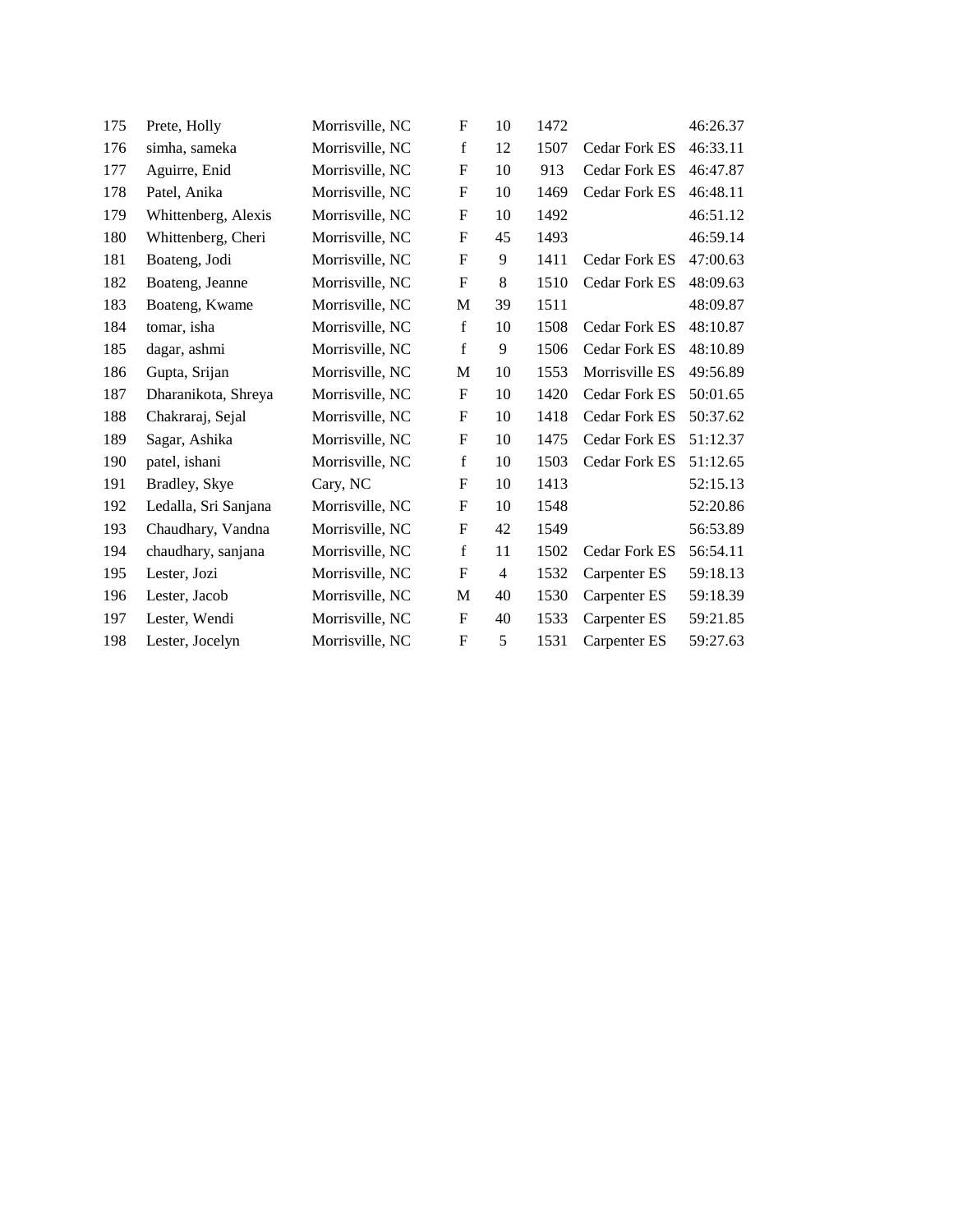| | | | | | | | |
|---|---|---|---|---|---|---|---|
| 175 | Prete, Holly | Morrisville, NC | F | 10 | 1472 | | 46:26.37 |
| 176 | simha, sameka | Morrisville, NC | f | 12 | 1507 | Cedar Fork ES | 46:33.11 |
| 177 | Aguirre, Enid | Morrisville, NC | F | 10 | 913 | Cedar Fork ES | 46:47.87 |
| 178 | Patel, Anika | Morrisville, NC | F | 10 | 1469 | Cedar Fork ES | 46:48.11 |
| 179 | Whittenberg, Alexis | Morrisville, NC | F | 10 | 1492 | | 46:51.12 |
| 180 | Whittenberg, Cheri | Morrisville, NC | F | 45 | 1493 | | 46:59.14 |
| 181 | Boateng, Jodi | Morrisville, NC | F | 9 | 1411 | Cedar Fork ES | 47:00.63 |
| 182 | Boateng, Jeanne | Morrisville, NC | F | 8 | 1510 | Cedar Fork ES | 48:09.63 |
| 183 | Boateng, Kwame | Morrisville, NC | M | 39 | 1511 | | 48:09.87 |
| 184 | tomar, isha | Morrisville, NC | f | 10 | 1508 | Cedar Fork ES | 48:10.87 |
| 185 | dagar, ashmi | Morrisville, NC | f | 9 | 1506 | Cedar Fork ES | 48:10.89 |
| 186 | Gupta, Srijan | Morrisville, NC | M | 10 | 1553 | Morrisville ES | 49:56.89 |
| 187 | Dharanikota, Shreya | Morrisville, NC | F | 10 | 1420 | Cedar Fork ES | 50:01.65 |
| 188 | Chakraraj, Sejal | Morrisville, NC | F | 10 | 1418 | Cedar Fork ES | 50:37.62 |
| 189 | Sagar, Ashika | Morrisville, NC | F | 10 | 1475 | Cedar Fork ES | 51:12.37 |
| 190 | patel, ishani | Morrisville, NC | f | 10 | 1503 | Cedar Fork ES | 51:12.65 |
| 191 | Bradley, Skye | Cary, NC | F | 10 | 1413 | | 52:15.13 |
| 192 | Ledalla, Sri Sanjana | Morrisville, NC | F | 10 | 1548 | | 52:20.86 |
| 193 | Chaudhary, Vandna | Morrisville, NC | F | 42 | 1549 | | 56:53.89 |
| 194 | chaudhary, sanjana | Morrisville, NC | f | 11 | 1502 | Cedar Fork ES | 56:54.11 |
| 195 | Lester, Jozi | Morrisville, NC | F | 4 | 1532 | Carpenter ES | 59:18.13 |
| 196 | Lester, Jacob | Morrisville, NC | M | 40 | 1530 | Carpenter ES | 59:18.39 |
| 197 | Lester, Wendi | Morrisville, NC | F | 40 | 1533 | Carpenter ES | 59:21.85 |
| 198 | Lester, Jocelyn | Morrisville, NC | F | 5 | 1531 | Carpenter ES | 59:27.63 |